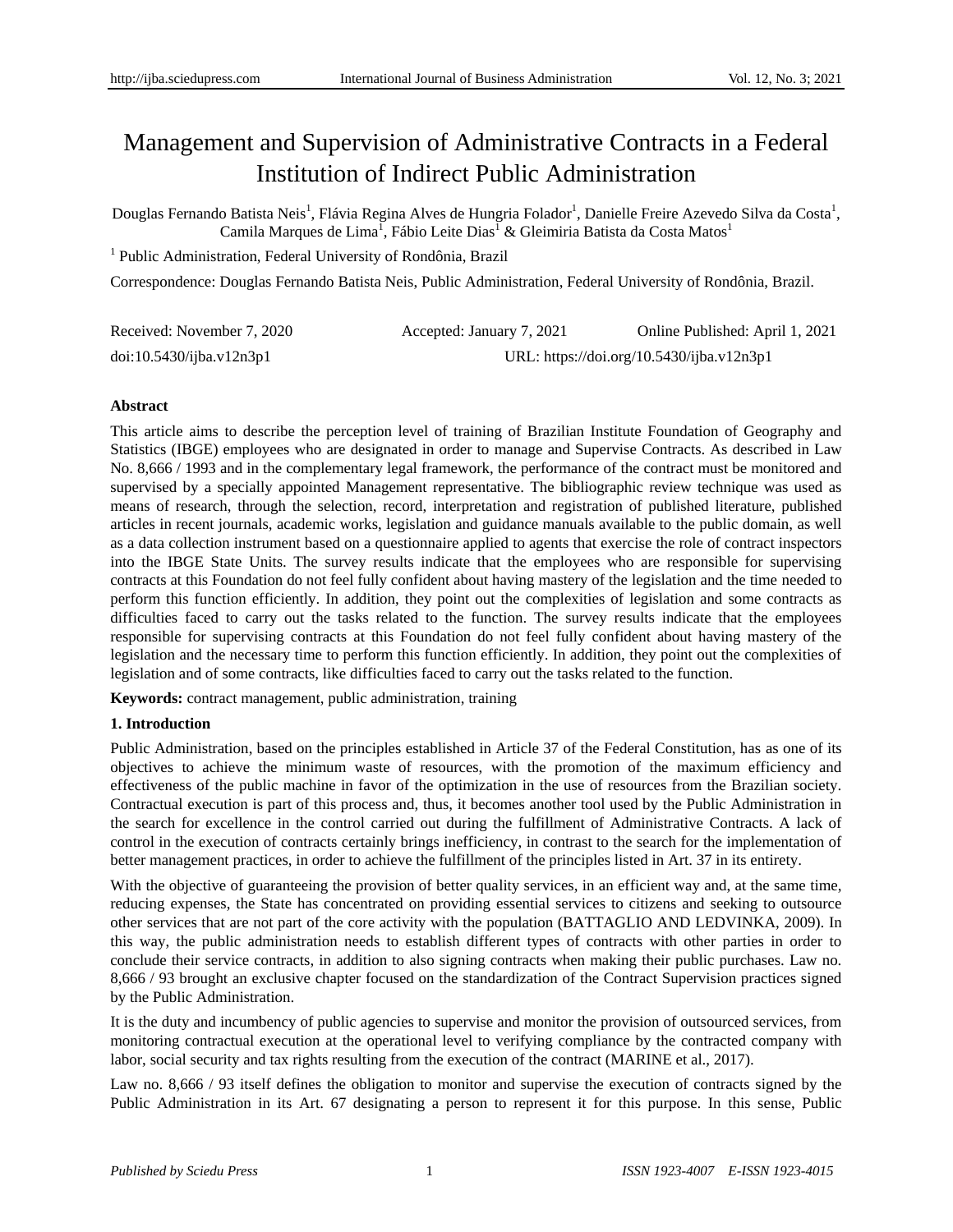# Management and Supervision of Administrative Contracts in a Federal Institution of Indirect Public Administration

Douglas Fernando Batista Neis[1], Flávia Regina Alves de Hungria Folador[1], Danielle Freire Azevedo Silva da Costa[1], Camila Marques de Lima[1], Fábio Leite Dias[1] & Gleimiria Batista da Costa Matos[1]

[1] Public Administration, Federal University of Rondônia, Brazil

Correspondence: Douglas Fernando Batista Neis, Public Administration, Federal University of Rondônia, Brazil.

Received: November 7, 2020 Accepted: January 7, 2021 Online Published: April 1, 2021

doi:10.5430/ijba.v12n3p1 URL: https://doi.org/10.5430/ijba.v12n3p1

**Abstract**

This article aims to describe the perception level of training of Brazilian Institute Foundation of Geography and Statistics (IBGE) employees who are designated in order to manage and Supervise Contracts. As described in Law No. 8,666 / 1993 and in the complementary legal framework, the performance of the contract must be monitored and supervised by a specially appointed Management representative. The bibliographic review technique was used as means of research, through the selection, record, interpretation and registration of published literature, published articles in recent journals, academic works, legislation and guidance manuals available to the public domain, as well as a data collection instrument based on a questionnaire applied to agents that exercise the role of contract inspectors into the IBGE State Units. The survey results indicate that the employees who are responsible for supervising contracts at this Foundation do not feel fully confident about having mastery of the legislation and the time needed to perform this function efficiently. In addition, they point out the complexities of legislation and some contracts as difficulties faced to carry out the tasks related to the function. The survey results indicate that the employees responsible for supervising contracts at this Foundation do not feel fully confident about having mastery of the legislation and the necessary time to perform this function efficiently. In addition, they point out the complexities of legislation and of some contracts, like difficulties faced to carry out the tasks related to the function.

**Keywords:** contract management, public administration, training

## 1. Introduction

Public Administration, based on the principles established in Article 37 of the Federal Constitution, has as one of its objectives to achieve the minimum waste of resources, with the promotion of the maximum efficiency and effectiveness of the public machine in favor of the optimization in the use of resources from the Brazilian society. Contractual execution is part of this process and, thus, it becomes another tool used by the Public Administration in the search for excellence in the control carried out during the fulfillment of Administrative Contracts. A lack of control in the execution of contracts certainly brings inefficiency, in contrast to the search for the implementation of better management practices, in order to achieve the fulfillment of the principles listed in Art. 37 in its entirety.

With the objective of guaranteeing the provision of better quality services, in an efficient way and, at the same time, reducing expenses, the State has concentrated on providing essential services to citizens and seeking to outsource other services that are not part of the core activity with the population (BATTAGLIO AND LEDVINKA, 2009). In this way, the public administration needs to establish different types of contracts with other parties in order to conclude their service contracts, in addition to also signing contracts when making their public purchases. Law no. 8,666 / 93 brought an exclusive chapter focused on the standardization of the Contract Supervision practices signed by the Public Administration.

It is the duty and incumbency of public agencies to supervise and monitor the provision of outsourced services, from monitoring contractual execution at the operational level to verifying compliance by the contracted company with labor, social security and tax rights resulting from the execution of the contract (MARINE et al., 2017).

Law no. 8,666 / 93 itself defines the obligation to monitor and supervise the execution of contracts signed by the Public Administration in its Art. 67 designating a person to represent it for this purpose. In this sense, Public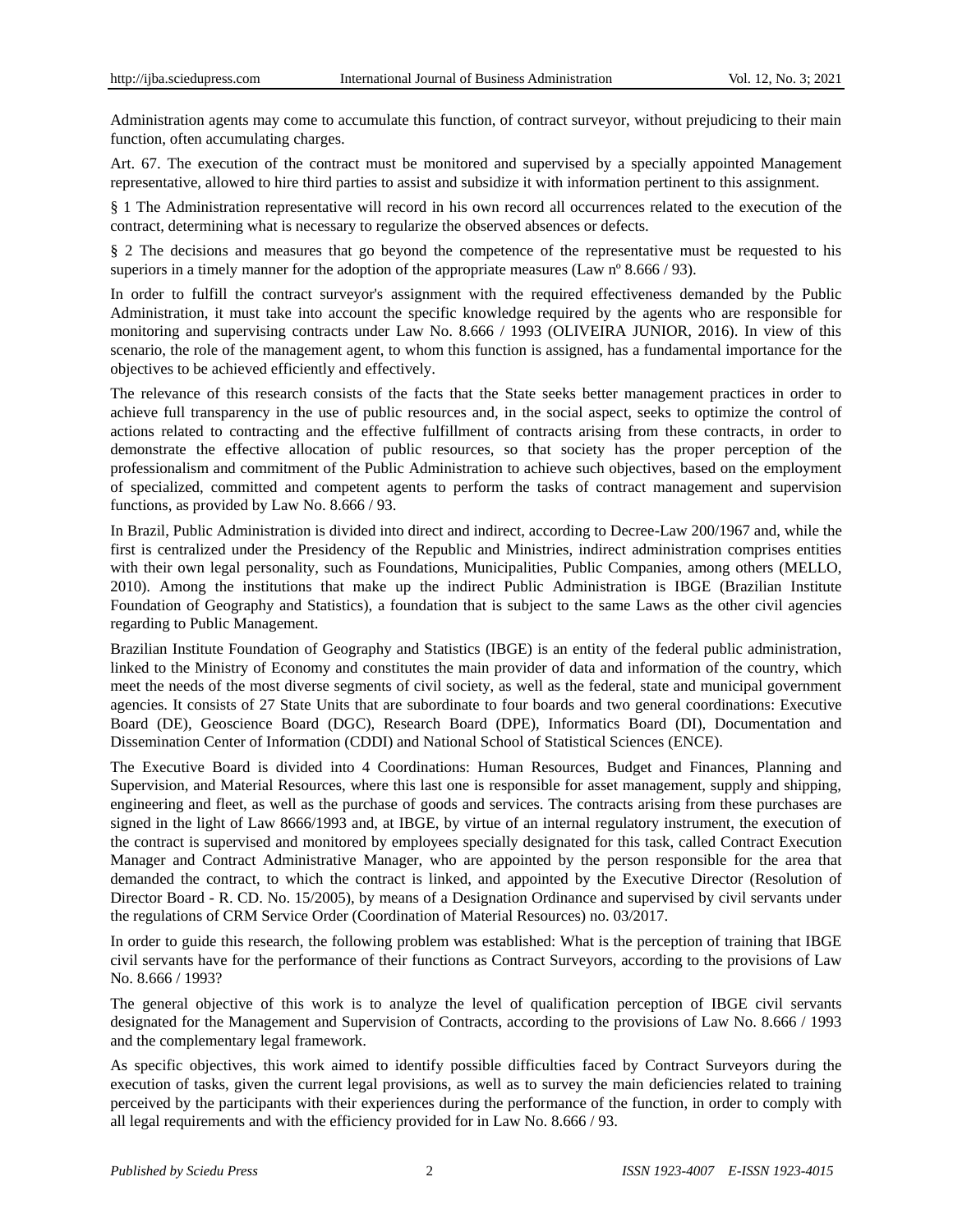Administration agents may come to accumulate this function, of contract surveyor, without prejudicing to their main function, often accumulating charges.

Art. 67. The execution of the contract must be monitored and supervised by a specially appointed Management representative, allowed to hire third parties to assist and subsidize it with information pertinent to this assignment.

§ 1 The Administration representative will record in his own record all occurrences related to the execution of the contract, determining what is necessary to regularize the observed absences or defects.

§ 2 The decisions and measures that go beyond the competence of the representative must be requested to his superiors in a timely manner for the adoption of the appropriate measures (Law nº 8.666 / 93).

In order to fulfill the contract surveyor's assignment with the required effectiveness demanded by the Public Administration, it must take into account the specific knowledge required by the agents who are responsible for monitoring and supervising contracts under Law No. 8.666 / 1993 (OLIVEIRA JUNIOR, 2016). In view of this scenario, the role of the management agent, to whom this function is assigned, has a fundamental importance for the objectives to be achieved efficiently and effectively.

The relevance of this research consists of the facts that the State seeks better management practices in order to achieve full transparency in the use of public resources and, in the social aspect, seeks to optimize the control of actions related to contracting and the effective fulfillment of contracts arising from these contracts, in order to demonstrate the effective allocation of public resources, so that society has the proper perception of the professionalism and commitment of the Public Administration to achieve such objectives, based on the employment of specialized, committed and competent agents to perform the tasks of contract management and supervision functions, as provided by Law No. 8.666 / 93.

In Brazil, Public Administration is divided into direct and indirect, according to Decree-Law 200/1967 and, while the first is centralized under the Presidency of the Republic and Ministries, indirect administration comprises entities with their own legal personality, such as Foundations, Municipalities, Public Companies, among others (MELLO, 2010). Among the institutions that make up the indirect Public Administration is IBGE (Brazilian Institute Foundation of Geography and Statistics), a foundation that is subject to the same Laws as the other civil agencies regarding to Public Management.

Brazilian Institute Foundation of Geography and Statistics (IBGE) is an entity of the federal public administration, linked to the Ministry of Economy and constitutes the main provider of data and information of the country, which meet the needs of the most diverse segments of civil society, as well as the federal, state and municipal government agencies. It consists of 27 State Units that are subordinate to four boards and two general coordinations: Executive Board (DE), Geoscience Board (DGC), Research Board (DPE), Informatics Board (DI), Documentation and Dissemination Center of Information (CDDI) and National School of Statistical Sciences (ENCE).

The Executive Board is divided into 4 Coordinations: Human Resources, Budget and Finances, Planning and Supervision, and Material Resources, where this last one is responsible for asset management, supply and shipping, engineering and fleet, as well as the purchase of goods and services. The contracts arising from these purchases are signed in the light of Law 8666/1993 and, at IBGE, by virtue of an internal regulatory instrument, the execution of the contract is supervised and monitored by employees specially designated for this task, called Contract Execution Manager and Contract Administrative Manager, who are appointed by the person responsible for the area that demanded the contract, to which the contract is linked, and appointed by the Executive Director (Resolution of Director Board - R. CD. No. 15/2005), by means of a Designation Ordinance and supervised by civil servants under the regulations of CRM Service Order (Coordination of Material Resources) no. 03/2017.

In order to guide this research, the following problem was established: What is the perception of training that IBGE civil servants have for the performance of their functions as Contract Surveyors, according to the provisions of Law No. 8.666 / 1993?

The general objective of this work is to analyze the level of qualification perception of IBGE civil servants designated for the Management and Supervision of Contracts, according to the provisions of Law No. 8.666 / 1993 and the complementary legal framework.

As specific objectives, this work aimed to identify possible difficulties faced by Contract Surveyors during the execution of tasks, given the current legal provisions, as well as to survey the main deficiencies related to training perceived by the participants with their experiences during the performance of the function, in order to comply with all legal requirements and with the efficiency provided for in Law No. 8.666 / 93.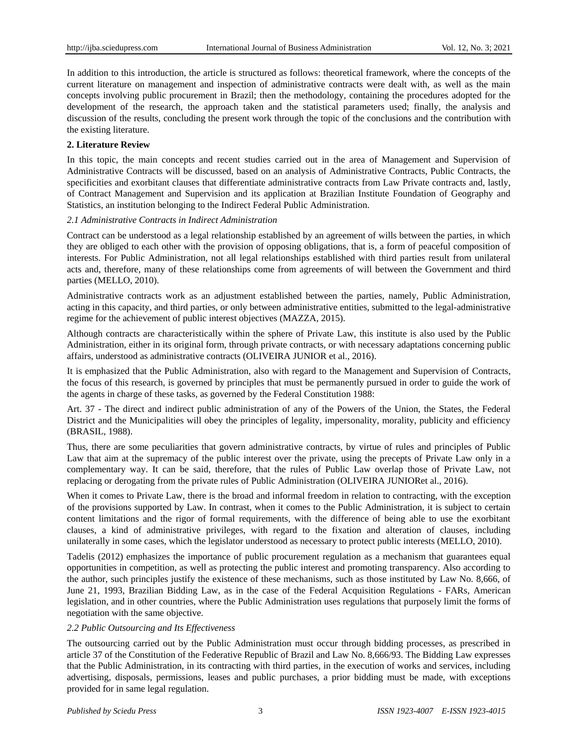In addition to this introduction, the article is structured as follows: theoretical framework, where the concepts of the current literature on management and inspection of administrative contracts were dealt with, as well as the main concepts involving public procurement in Brazil; then the methodology, containing the procedures adopted for the development of the research, the approach taken and the statistical parameters used; finally, the analysis and discussion of the results, concluding the present work through the topic of the conclusions and the contribution with the existing literature.

## 2. Literature Review

In this topic, the main concepts and recent studies carried out in the area of Management and Supervision of Administrative Contracts will be discussed, based on an analysis of Administrative Contracts, Public Contracts, the specificities and exorbitant clauses that differentiate administrative contracts from Law Private contracts and, lastly, of Contract Management and Supervision and its application at Brazilian Institute Foundation of Geography and Statistics, an institution belonging to the Indirect Federal Public Administration.

### *2.1 Administrative Contracts in Indirect Administration*

Contract can be understood as a legal relationship established by an agreement of wills between the parties, in which they are obliged to each other with the provision of opposing obligations, that is, a form of peaceful composition of interests. For Public Administration, not all legal relationships established with third parties result from unilateral acts and, therefore, many of these relationships come from agreements of will between the Government and third parties (MELLO, 2010).

Administrative contracts work as an adjustment established between the parties, namely, Public Administration, acting in this capacity, and third parties, or only between administrative entities, submitted to the legal-administrative regime for the achievement of public interest objectives (MAZZA, 2015).

Although contracts are characteristically within the sphere of Private Law, this institute is also used by the Public Administration, either in its original form, through private contracts, or with necessary adaptations concerning public affairs, understood as administrative contracts (OLIVEIRA JUNIOR et al., 2016).

It is emphasized that the Public Administration, also with regard to the Management and Supervision of Contracts, the focus of this research, is governed by principles that must be permanently pursued in order to guide the work of the agents in charge of these tasks, as governed by the Federal Constitution 1988:

Art. 37 - The direct and indirect public administration of any of the Powers of the Union, the States, the Federal District and the Municipalities will obey the principles of legality, impersonality, morality, publicity and efficiency (BRASIL, 1988).

Thus, there are some peculiarities that govern administrative contracts, by virtue of rules and principles of Public Law that aim at the supremacy of the public interest over the private, using the precepts of Private Law only in a complementary way. It can be said, therefore, that the rules of Public Law overlap those of Private Law, not replacing or derogating from the private rules of Public Administration (OLIVEIRA JUNIORet al., 2016).

When it comes to Private Law, there is the broad and informal freedom in relation to contracting, with the exception of the provisions supported by Law. In contrast, when it comes to the Public Administration, it is subject to certain content limitations and the rigor of formal requirements, with the difference of being able to use the exorbitant clauses, a kind of administrative privileges, with regard to the fixation and alteration of clauses, including unilaterally in some cases, which the legislator understood as necessary to protect public interests (MELLO, 2010).

Tadelis (2012) emphasizes the importance of public procurement regulation as a mechanism that guarantees equal opportunities in competition, as well as protecting the public interest and promoting transparency. Also according to the author, such principles justify the existence of these mechanisms, such as those instituted by Law No. 8,666, of June 21, 1993, Brazilian Bidding Law, as in the case of the Federal Acquisition Regulations - FARs, American legislation, and in other countries, where the Public Administration uses regulations that purposely limit the forms of negotiation with the same objective.

### *2.2 Public Outsourcing and Its Effectiveness*

The outsourcing carried out by the Public Administration must occur through bidding processes, as prescribed in article 37 of the Constitution of the Federative Republic of Brazil and Law No. 8,666/93. The Bidding Law expresses that the Public Administration, in its contracting with third parties, in the execution of works and services, including advertising, disposals, permissions, leases and public purchases, a prior bidding must be made, with exceptions provided for in same legal regulation.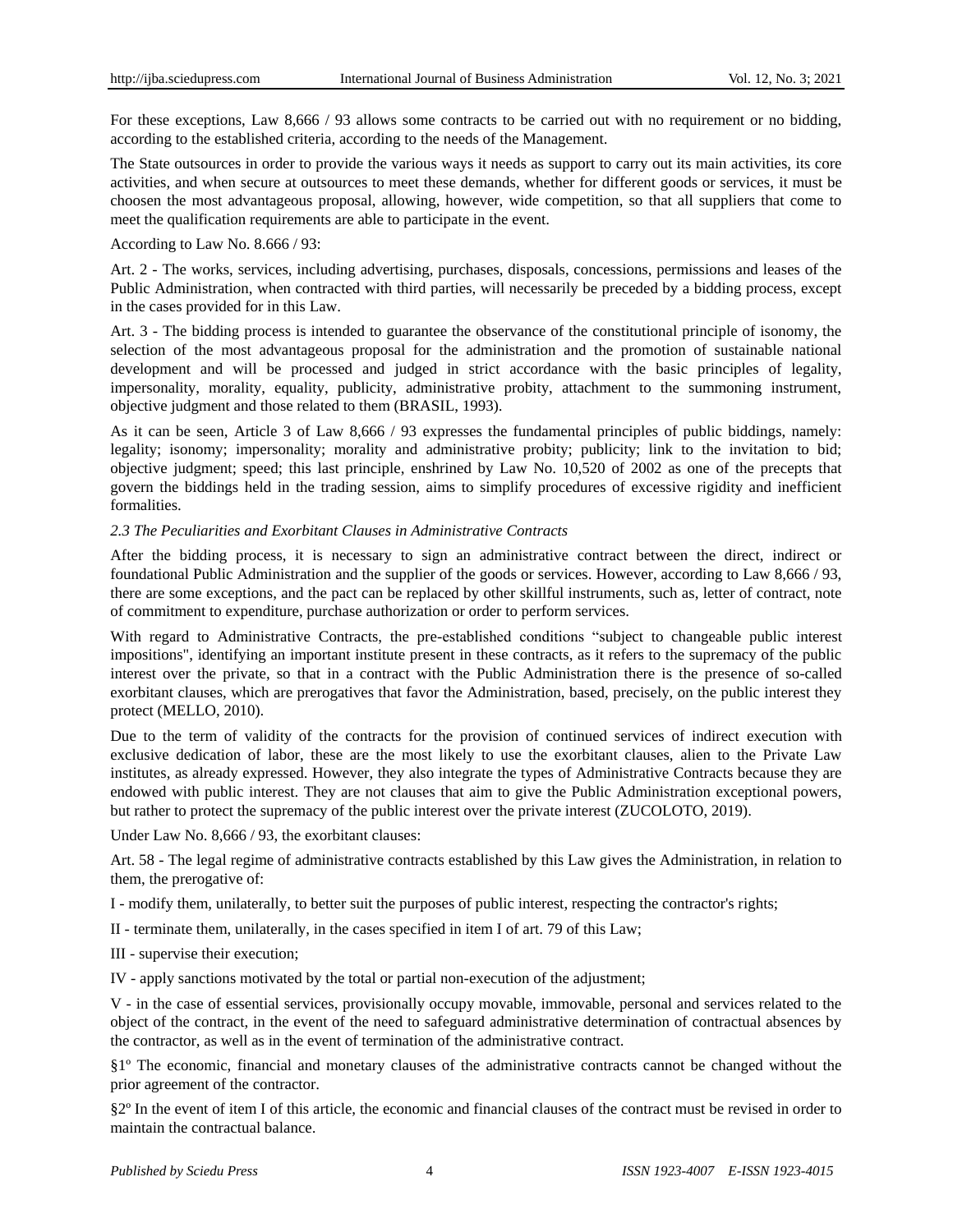For these exceptions, Law 8,666 / 93 allows some contracts to be carried out with no requirement or no bidding, according to the established criteria, according to the needs of the Management.

The State outsources in order to provide the various ways it needs as support to carry out its main activities, its core activities, and when secure at outsources to meet these demands, whether for different goods or services, it must be choosen the most advantageous proposal, allowing, however, wide competition, so that all suppliers that come to meet the qualification requirements are able to participate in the event.

According to Law No. 8.666 / 93:

Art. 2 - The works, services, including advertising, purchases, disposals, concessions, permissions and leases of the Public Administration, when contracted with third parties, will necessarily be preceded by a bidding process, except in the cases provided for in this Law.

Art. 3 - The bidding process is intended to guarantee the observance of the constitutional principle of isonomy, the selection of the most advantageous proposal for the administration and the promotion of sustainable national development and will be processed and judged in strict accordance with the basic principles of legality, impersonality, morality, equality, publicity, administrative probity, attachment to the summoning instrument, objective judgment and those related to them (BRASIL, 1993).

As it can be seen, Article 3 of Law 8,666 / 93 expresses the fundamental principles of public biddings, namely: legality; isonomy; impersonality; morality and administrative probity; publicity; link to the invitation to bid; objective judgment; speed; this last principle, enshrined by Law No. 10,520 of 2002 as one of the precepts that govern the biddings held in the trading session, aims to simplify procedures of excessive rigidity and inefficient formalities.

### *2.3 The Peculiarities and Exorbitant Clauses in Administrative Contracts*

After the bidding process, it is necessary to sign an administrative contract between the direct, indirect or foundational Public Administration and the supplier of the goods or services. However, according to Law 8,666 / 93, there are some exceptions, and the pact can be replaced by other skillful instruments, such as, letter of contract, note of commitment to expenditure, purchase authorization or order to perform services.

With regard to Administrative Contracts, the pre-established conditions "subject to changeable public interest impositions", identifying an important institute present in these contracts, as it refers to the supremacy of the public interest over the private, so that in a contract with the Public Administration there is the presence of so-called exorbitant clauses, which are prerogatives that favor the Administration, based, precisely, on the public interest they protect (MELLO, 2010).

Due to the term of validity of the contracts for the provision of continued services of indirect execution with exclusive dedication of labor, these are the most likely to use the exorbitant clauses, alien to the Private Law institutes, as already expressed. However, they also integrate the types of Administrative Contracts because they are endowed with public interest. They are not clauses that aim to give the Public Administration exceptional powers, but rather to protect the supremacy of the public interest over the private interest (ZUCOLOTO, 2019).

Under Law No. 8,666 / 93, the exorbitant clauses:

Art. 58 - The legal regime of administrative contracts established by this Law gives the Administration, in relation to them, the prerogative of:

I - modify them, unilaterally, to better suit the purposes of public interest, respecting the contractor's rights;

II - terminate them, unilaterally, in the cases specified in item I of art. 79 of this Law;

III - supervise their execution;

IV - apply sanctions motivated by the total or partial non-execution of the adjustment;

V - in the case of essential services, provisionally occupy movable, immovable, personal and services related to the object of the contract, in the event of the need to safeguard administrative determination of contractual absences by the contractor, as well as in the event of termination of the administrative contract.

§1º The economic, financial and monetary clauses of the administrative contracts cannot be changed without the prior agreement of the contractor.

§2º In the event of item I of this article, the economic and financial clauses of the contract must be revised in order to maintain the contractual balance.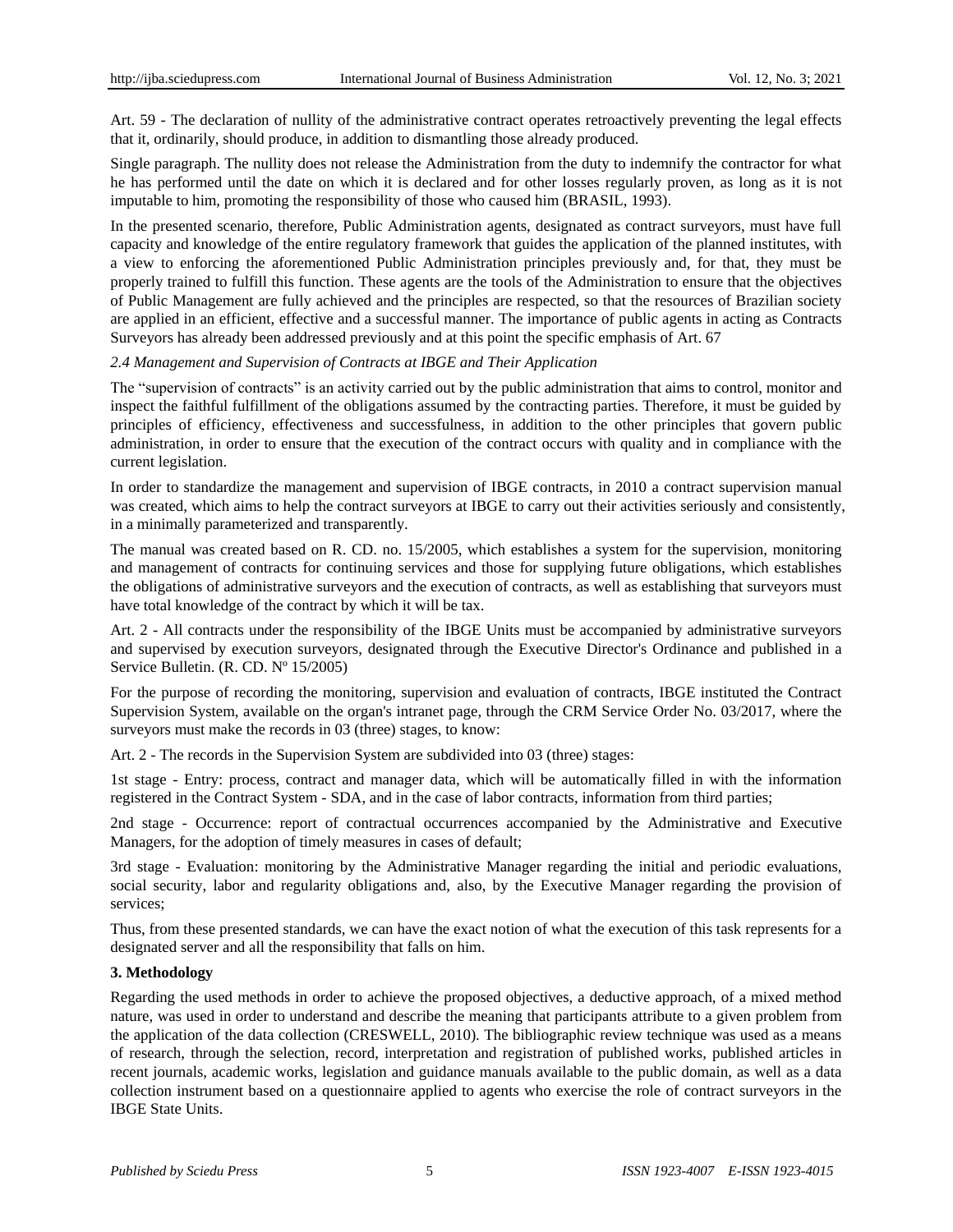Art. 59 - The declaration of nullity of the administrative contract operates retroactively preventing the legal effects that it, ordinarily, should produce, in addition to dismantling those already produced.

Single paragraph. The nullity does not release the Administration from the duty to indemnify the contractor for what he has performed until the date on which it is declared and for other losses regularly proven, as long as it is not imputable to him, promoting the responsibility of those who caused him (BRASIL, 1993).

In the presented scenario, therefore, Public Administration agents, designated as contract surveyors, must have full capacity and knowledge of the entire regulatory framework that guides the application of the planned institutes, with a view to enforcing the aforementioned Public Administration principles previously and, for that, they must be properly trained to fulfill this function. These agents are the tools of the Administration to ensure that the objectives of Public Management are fully achieved and the principles are respected, so that the resources of Brazilian society are applied in an efficient, effective and a successful manner. The importance of public agents in acting as Contracts Surveyors has already been addressed previously and at this point the specific emphasis of Art. 67

### *2.4 Management and Supervision of Contracts at IBGE and Their Application*

The "supervision of contracts" is an activity carried out by the public administration that aims to control, monitor and inspect the faithful fulfillment of the obligations assumed by the contracting parties. Therefore, it must be guided by principles of efficiency, effectiveness and successfulness, in addition to the other principles that govern public administration, in order to ensure that the execution of the contract occurs with quality and in compliance with the current legislation.

In order to standardize the management and supervision of IBGE contracts, in 2010 a contract supervision manual was created, which aims to help the contract surveyors at IBGE to carry out their activities seriously and consistently, in a minimally parameterized and transparently.

The manual was created based on R. CD. no. 15/2005, which establishes a system for the supervision, monitoring and management of contracts for continuing services and those for supplying future obligations, which establishes the obligations of administrative surveyors and the execution of contracts, as well as establishing that surveyors must have total knowledge of the contract by which it will be tax.

Art. 2 - All contracts under the responsibility of the IBGE Units must be accompanied by administrative surveyors and supervised by execution surveyors, designated through the Executive Director's Ordinance and published in a Service Bulletin. (R. CD. Nº 15/2005)

For the purpose of recording the monitoring, supervision and evaluation of contracts, IBGE instituted the Contract Supervision System, available on the organ's intranet page, through the CRM Service Order No. 03/2017, where the surveyors must make the records in 03 (three) stages, to know:

Art. 2 - The records in the Supervision System are subdivided into 03 (three) stages:

1st stage - Entry: process, contract and manager data, which will be automatically filled in with the information registered in the Contract System - SDA, and in the case of labor contracts, information from third parties;

2nd stage - Occurrence: report of contractual occurrences accompanied by the Administrative and Executive Managers, for the adoption of timely measures in cases of default;

3rd stage - Evaluation: monitoring by the Administrative Manager regarding the initial and periodic evaluations, social security, labor and regularity obligations and, also, by the Executive Manager regarding the provision of services;

Thus, from these presented standards, we can have the exact notion of what the execution of this task represents for a designated server and all the responsibility that falls on him.

## 3. Methodology

Regarding the used methods in order to achieve the proposed objectives, a deductive approach, of a mixed method nature, was used in order to understand and describe the meaning that participants attribute to a given problem from the application of the data collection (CRESWELL, 2010). The bibliographic review technique was used as a means of research, through the selection, record, interpretation and registration of published works, published articles in recent journals, academic works, legislation and guidance manuals available to the public domain, as well as a data collection instrument based on a questionnaire applied to agents who exercise the role of contract surveyors in the IBGE State Units.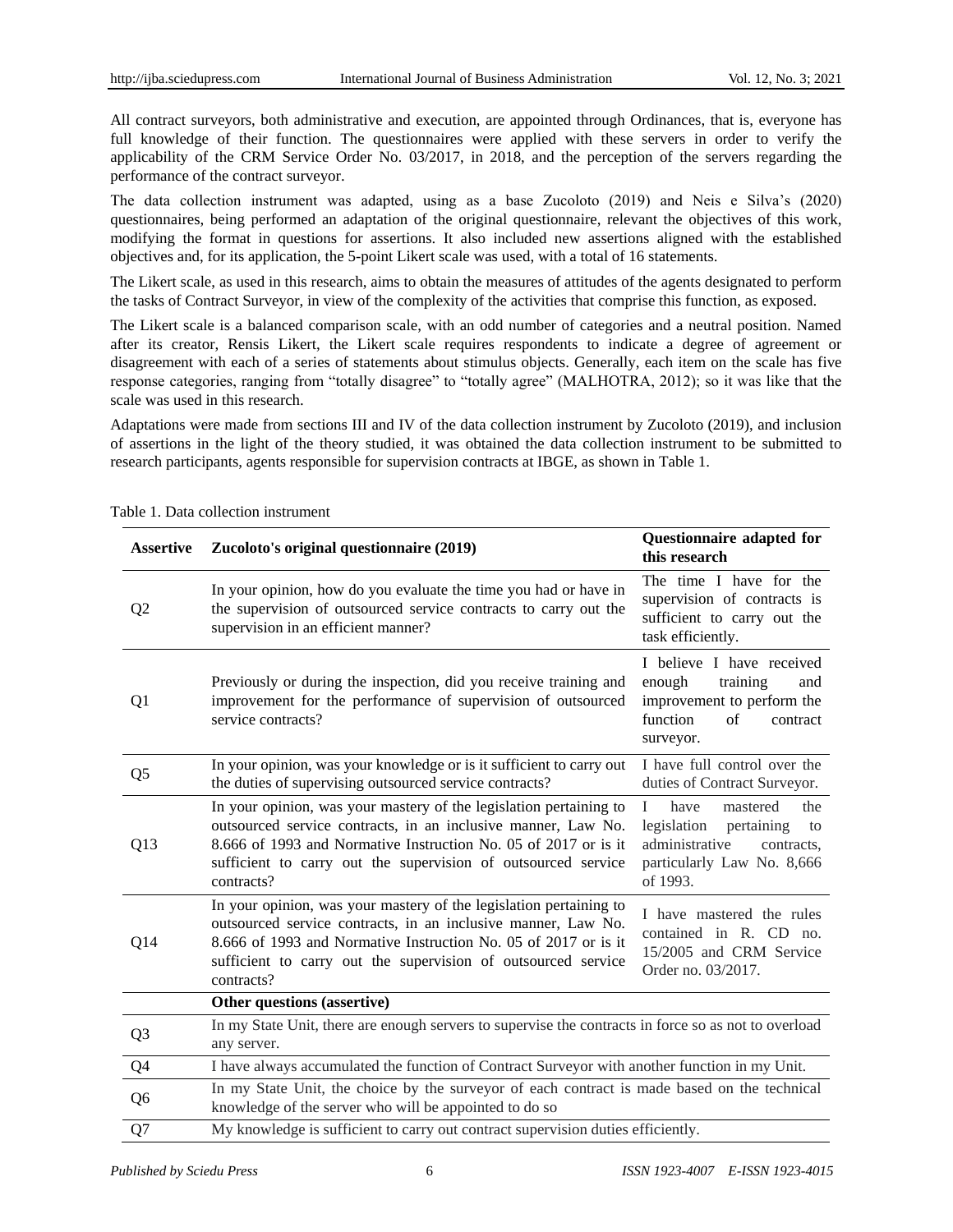All contract surveyors, both administrative and execution, are appointed through Ordinances, that is, everyone has full knowledge of their function. The questionnaires were applied with these servers in order to verify the applicability of the CRM Service Order No. 03/2017, in 2018, and the perception of the servers regarding the performance of the contract surveyor.

The data collection instrument was adapted, using as a base Zucoloto (2019) and Neis e Silva's (2020) questionnaires, being performed an adaptation of the original questionnaire, relevant the objectives of this work, modifying the format in questions for assertions. It also included new assertions aligned with the established objectives and, for its application, the 5-point Likert scale was used, with a total of 16 statements.

The Likert scale, as used in this research, aims to obtain the measures of attitudes of the agents designated to perform the tasks of Contract Surveyor, in view of the complexity of the activities that comprise this function, as exposed.

The Likert scale is a balanced comparison scale, with an odd number of categories and a neutral position. Named after its creator, Rensis Likert, the Likert scale requires respondents to indicate a degree of agreement or disagreement with each of a series of statements about stimulus objects. Generally, each item on the scale has five response categories, ranging from "totally disagree" to "totally agree" (MALHOTRA, 2012); so it was like that the scale was used in this research.

Adaptations were made from sections III and IV of the data collection instrument by Zucoloto (2019), and inclusion of assertions in the light of the theory studied, it was obtained the data collection instrument to be submitted to research participants, agents responsible for supervision contracts at IBGE, as shown in Table 1.

Table 1. Data collection instrument

| Assertive | Zucoloto's original questionnaire (2019) | Questionnaire adapted for this research |
|---|---|---|
| Q2 | In your opinion, how do you evaluate the time you had or have in the supervision of outsourced service contracts to carry out the supervision in an efficient manner? | The time I have for the supervision of contracts is sufficient to carry out the task efficiently. |
| Q1 | Previously or during the inspection, did you receive training and improvement for the performance of supervision of outsourced service contracts? | I believe I have received enough training and improvement to perform the function of contract surveyor. |
| Q5 | In your opinion, was your knowledge or is it sufficient to carry out the duties of supervising outsourced service contracts? | I have full control over the duties of Contract Surveyor. |
| Q13 | In your opinion, was your mastery of the legislation pertaining to outsourced service contracts, in an inclusive manner, Law No. 8.666 of 1993 and Normative Instruction No. 05 of 2017 or is it sufficient to carry out the supervision of outsourced service contracts? | I have mastered the legislation pertaining to administrative contracts, particularly Law No. 8,666 of 1993. |
| Q14 | In your opinion, was your mastery of the legislation pertaining to outsourced service contracts, in an inclusive manner, Law No. 8.666 of 1993 and Normative Instruction No. 05 of 2017 or is it sufficient to carry out the supervision of outsourced service contracts? | I have mastered the rules contained in R. CD no. 15/2005 and CRM Service Order no. 03/2017. |
| | **Other questions (assertive)** | |
| Q3 | In my State Unit, there are enough servers to supervise the contracts in force so as not to overload any server. | |
| Q4 | I have always accumulated the function of Contract Surveyor with another function in my Unit. | |
| Q6 | In my State Unit, the choice by the surveyor of each contract is made based on the technical knowledge of the server who will be appointed to do so | |
| Q7 | My knowledge is sufficient to carry out contract supervision duties efficiently. | |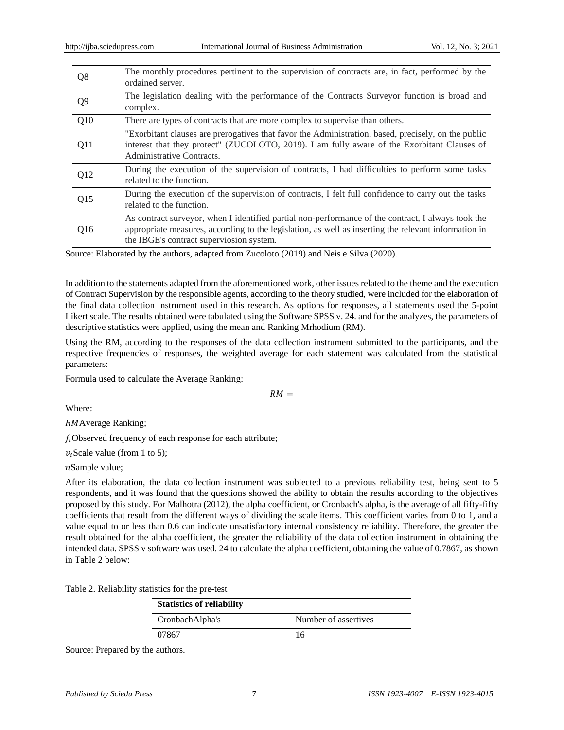| Q8 | The monthly procedures pertinent to the supervision of contracts are, in fact, performed by the ordained server. |
|---|---|
| Q9 | The legislation dealing with the performance of the Contracts Surveyor function is broad and complex. |
| Q10 | There are types of contracts that are more complex to supervise than others. |
| Q11 | "Exorbitant clauses are prerogatives that favor the Administration, based, precisely, on the public interest that they protect" (ZUCOLOTO, 2019). I am fully aware of the Exorbitant Clauses of Administrative Contracts. |
| Q12 | During the execution of the supervision of contracts, I had difficulties to perform some tasks related to the function. |
| Q15 | During the execution of the supervision of contracts, I felt full confidence to carry out the tasks related to the function. |
| Q16 | As contract surveyor, when I identified partial non-performance of the contract, I always took the appropriate measures, according to the legislation, as well as inserting the relevant information in the IBGE's contract superviosion system. |

Source: Elaborated by the authors, adapted from Zucoloto (2019) and Neis e Silva (2020).

In addition to the statements adapted from the aforementioned work, other issues related to the theme and the execution of Contract Supervision by the responsible agents, according to the theory studied, were included for the elaboration of the final data collection instrument used in this research. As options for responses, all statements used the 5-point Likert scale. The results obtained were tabulated using the Software SPSS v. 24. and for the analyzes, the parameters of descriptive statistics were applied, using the mean and Ranking Mrhodium (RM).

Using the RM, according to the responses of the data collection instrument submitted to the participants, and the respective frequencies of responses, the weighted average for each statement was calculated from the statistical parameters:

Formula used to calculate the Average Ranking:

$$RM =$$

Where:

$RM$ Average Ranking;

$f_i$ Observed frequency of each response for each attribute;

$v_i$ Scale value (from 1 to 5);

$n$ Sample value;

After its elaboration, the data collection instrument was subjected to a previous reliability test, being sent to 5 respondents, and it was found that the questions showed the ability to obtain the results according to the objectives proposed by this study. For Malhotra (2012), the alpha coefficient, or Cronbach's alpha, is the average of all fifty-fifty coefficients that result from the different ways of dividing the scale items. This coefficient varies from 0 to 1, and a value equal to or less than 0.6 can indicate unsatisfactory internal consistency reliability. Therefore, the greater the result obtained for the alpha coefficient, the greater the reliability of the data collection instrument in obtaining the intended data. SPSS v software was used. 24 to calculate the alpha coefficient, obtaining the value of 0.7867, as shown in Table 2 below:

Table 2. Reliability statistics for the pre-test

| **Statistics of reliability** | |
|---|---|
| CronbachAlpha's | Number of assertives |
| 07867 | 16 |

Source: Prepared by the authors.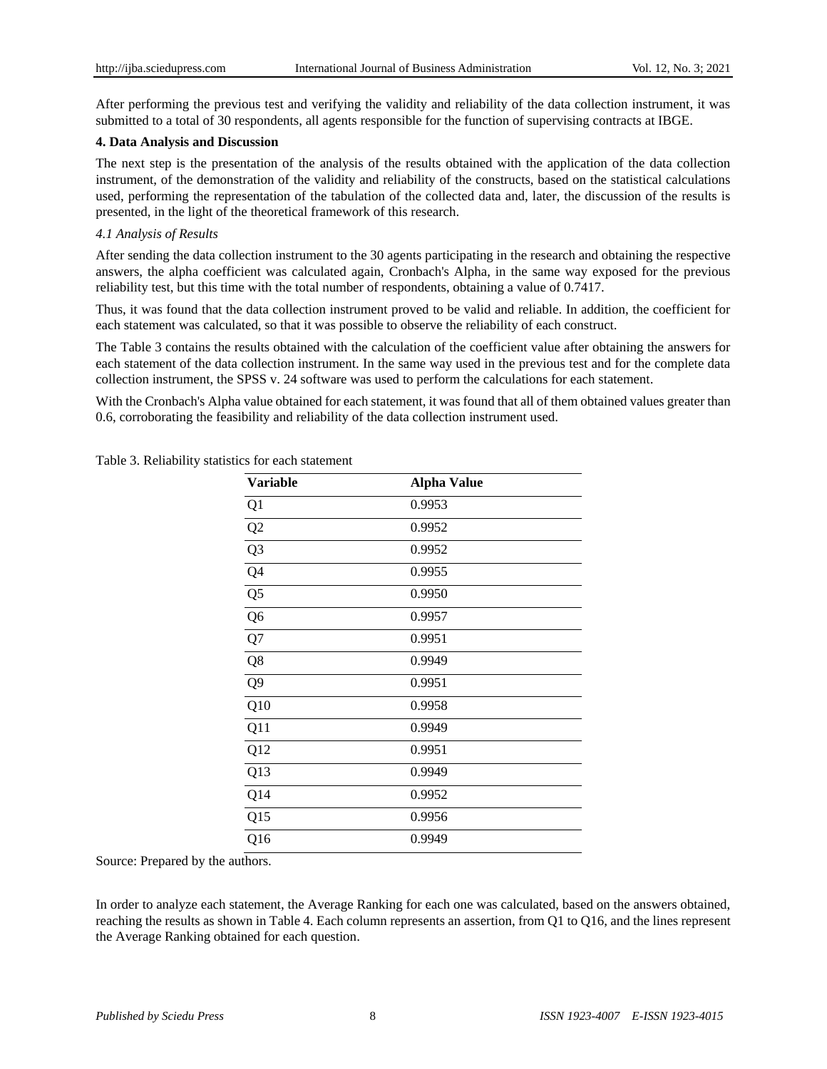After performing the previous test and verifying the validity and reliability of the data collection instrument, it was submitted to a total of 30 respondents, all agents responsible for the function of supervising contracts at IBGE.

## 4. Data Analysis and Discussion

The next step is the presentation of the analysis of the results obtained with the application of the data collection instrument, of the demonstration of the validity and reliability of the constructs, based on the statistical calculations used, performing the representation of the tabulation of the collected data and, later, the discussion of the results is presented, in the light of the theoretical framework of this research.

### *4.1 Analysis of Results*

After sending the data collection instrument to the 30 agents participating in the research and obtaining the respective answers, the alpha coefficient was calculated again, Cronbach's Alpha, in the same way exposed for the previous reliability test, but this time with the total number of respondents, obtaining a value of 0.7417.

Thus, it was found that the data collection instrument proved to be valid and reliable. In addition, the coefficient for each statement was calculated, so that it was possible to observe the reliability of each construct.

The Table 3 contains the results obtained with the calculation of the coefficient value after obtaining the answers for each statement of the data collection instrument. In the same way used in the previous test and for the complete data collection instrument, the SPSS v. 24 software was used to perform the calculations for each statement.

With the Cronbach's Alpha value obtained for each statement, it was found that all of them obtained values greater than 0.6, corroborating the feasibility and reliability of the data collection instrument used.

Table 3. Reliability statistics for each statement

| Variable | Alpha Value |
|---|---|
| Q1 | 0.9953 |
| Q2 | 0.9952 |
| Q3 | 0.9952 |
| Q4 | 0.9955 |
| Q5 | 0.9950 |
| Q6 | 0.9957 |
| Q7 | 0.9951 |
| Q8 | 0.9949 |
| Q9 | 0.9951 |
| Q10 | 0.9958 |
| Q11 | 0.9949 |
| Q12 | 0.9951 |
| Q13 | 0.9949 |
| Q14 | 0.9952 |
| Q15 | 0.9956 |
| Q16 | 0.9949 |

Source: Prepared by the authors.

In order to analyze each statement, the Average Ranking for each one was calculated, based on the answers obtained, reaching the results as shown in Table 4. Each column represents an assertion, from Q1 to Q16, and the lines represent the Average Ranking obtained for each question.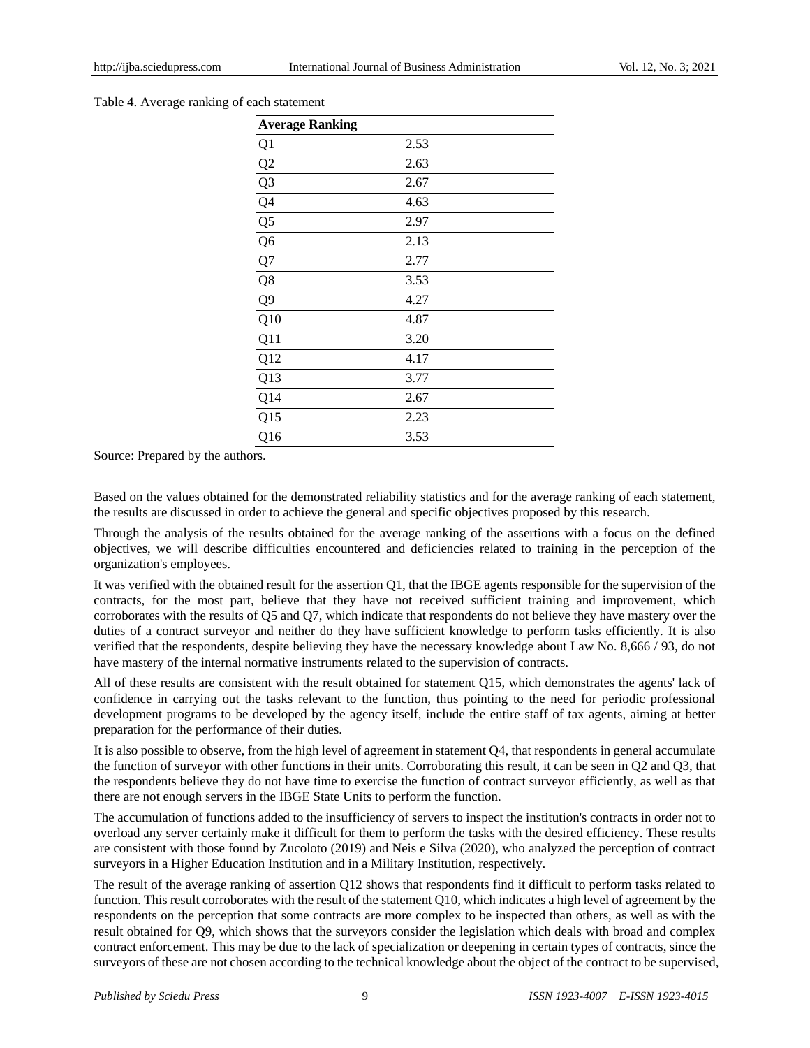Table 4. Average ranking of each statement

| Average Ranking | |
|---|---|
| Q1 | 2.53 |
| Q2 | 2.63 |
| Q3 | 2.67 |
| Q4 | 4.63 |
| Q5 | 2.97 |
| Q6 | 2.13 |
| Q7 | 2.77 |
| Q8 | 3.53 |
| Q9 | 4.27 |
| Q10 | 4.87 |
| Q11 | 3.20 |
| Q12 | 4.17 |
| Q13 | 3.77 |
| Q14 | 2.67 |
| Q15 | 2.23 |
| Q16 | 3.53 |

Source: Prepared by the authors.

Based on the values obtained for the demonstrated reliability statistics and for the average ranking of each statement, the results are discussed in order to achieve the general and specific objectives proposed by this research.

Through the analysis of the results obtained for the average ranking of the assertions with a focus on the defined objectives, we will describe difficulties encountered and deficiencies related to training in the perception of the organization's employees.

It was verified with the obtained result for the assertion Q1, that the IBGE agents responsible for the supervision of the contracts, for the most part, believe that they have not received sufficient training and improvement, which corroborates with the results of Q5 and Q7, which indicate that respondents do not believe they have mastery over the duties of a contract surveyor and neither do they have sufficient knowledge to perform tasks efficiently. It is also verified that the respondents, despite believing they have the necessary knowledge about Law No. 8,666 / 93, do not have mastery of the internal normative instruments related to the supervision of contracts.

All of these results are consistent with the result obtained for statement Q15, which demonstrates the agents' lack of confidence in carrying out the tasks relevant to the function, thus pointing to the need for periodic professional development programs to be developed by the agency itself, include the entire staff of tax agents, aiming at better preparation for the performance of their duties.

It is also possible to observe, from the high level of agreement in statement Q4, that respondents in general accumulate the function of surveyor with other functions in their units. Corroborating this result, it can be seen in Q2 and Q3, that the respondents believe they do not have time to exercise the function of contract surveyor efficiently, as well as that there are not enough servers in the IBGE State Units to perform the function.

The accumulation of functions added to the insufficiency of servers to inspect the institution's contracts in order not to overload any server certainly make it difficult for them to perform the tasks with the desired efficiency. These results are consistent with those found by Zucoloto (2019) and Neis e Silva (2020), who analyzed the perception of contract surveyors in a Higher Education Institution and in a Military Institution, respectively.

The result of the average ranking of assertion Q12 shows that respondents find it difficult to perform tasks related to function. This result corroborates with the result of the statement Q10, which indicates a high level of agreement by the respondents on the perception that some contracts are more complex to be inspected than others, as well as with the result obtained for Q9, which shows that the surveyors consider the legislation which deals with broad and complex contract enforcement. This may be due to the lack of specialization or deepening in certain types of contracts, since the surveyors of these are not chosen according to the technical knowledge about the object of the contract to be supervised,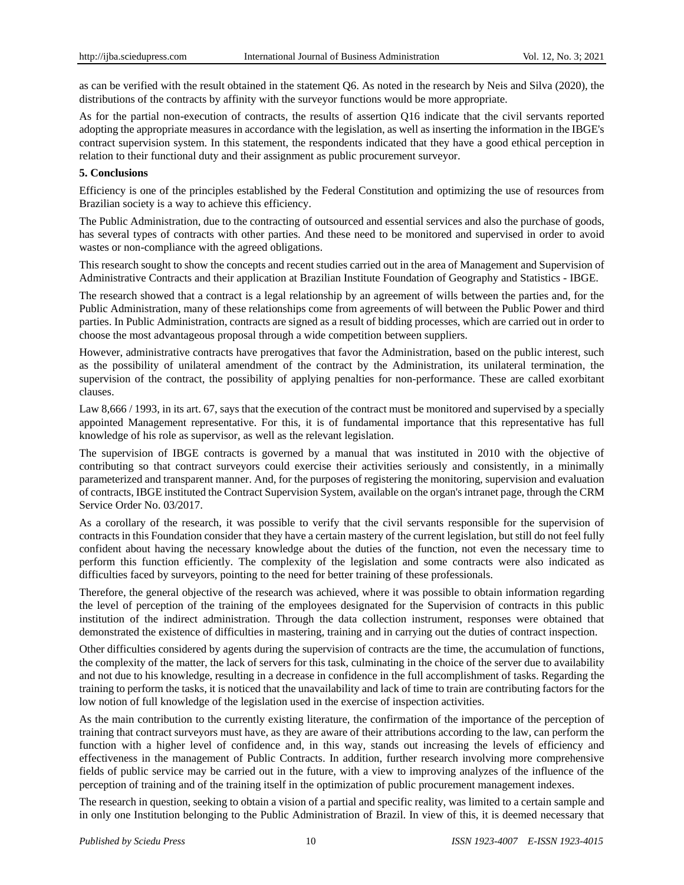as can be verified with the result obtained in the statement Q6. As noted in the research by Neis and Silva (2020), the distributions of the contracts by affinity with the surveyor functions would be more appropriate.

As for the partial non-execution of contracts, the results of assertion Q16 indicate that the civil servants reported adopting the appropriate measures in accordance with the legislation, as well as inserting the information in the IBGE's contract supervision system. In this statement, the respondents indicated that they have a good ethical perception in relation to their functional duty and their assignment as public procurement surveyor.

## 5. Conclusions

Efficiency is one of the principles established by the Federal Constitution and optimizing the use of resources from Brazilian society is a way to achieve this efficiency.

The Public Administration, due to the contracting of outsourced and essential services and also the purchase of goods, has several types of contracts with other parties. And these need to be monitored and supervised in order to avoid wastes or non-compliance with the agreed obligations.

This research sought to show the concepts and recent studies carried out in the area of Management and Supervision of Administrative Contracts and their application at Brazilian Institute Foundation of Geography and Statistics - IBGE.

The research showed that a contract is a legal relationship by an agreement of wills between the parties and, for the Public Administration, many of these relationships come from agreements of will between the Public Power and third parties. In Public Administration, contracts are signed as a result of bidding processes, which are carried out in order to choose the most advantageous proposal through a wide competition between suppliers.

However, administrative contracts have prerogatives that favor the Administration, based on the public interest, such as the possibility of unilateral amendment of the contract by the Administration, its unilateral termination, the supervision of the contract, the possibility of applying penalties for non-performance. These are called exorbitant clauses.

Law 8,666 / 1993, in its art. 67, says that the execution of the contract must be monitored and supervised by a specially appointed Management representative. For this, it is of fundamental importance that this representative has full knowledge of his role as supervisor, as well as the relevant legislation.

The supervision of IBGE contracts is governed by a manual that was instituted in 2010 with the objective of contributing so that contract surveyors could exercise their activities seriously and consistently, in a minimally parameterized and transparent manner. And, for the purposes of registering the monitoring, supervision and evaluation of contracts, IBGE instituted the Contract Supervision System, available on the organ's intranet page, through the CRM Service Order No. 03/2017.

As a corollary of the research, it was possible to verify that the civil servants responsible for the supervision of contracts in this Foundation consider that they have a certain mastery of the current legislation, but still do not feel fully confident about having the necessary knowledge about the duties of the function, not even the necessary time to perform this function efficiently. The complexity of the legislation and some contracts were also indicated as difficulties faced by surveyors, pointing to the need for better training of these professionals.

Therefore, the general objective of the research was achieved, where it was possible to obtain information regarding the level of perception of the training of the employees designated for the Supervision of contracts in this public institution of the indirect administration. Through the data collection instrument, responses were obtained that demonstrated the existence of difficulties in mastering, training and in carrying out the duties of contract inspection.

Other difficulties considered by agents during the supervision of contracts are the time, the accumulation of functions, the complexity of the matter, the lack of servers for this task, culminating in the choice of the server due to availability and not due to his knowledge, resulting in a decrease in confidence in the full accomplishment of tasks. Regarding the training to perform the tasks, it is noticed that the unavailability and lack of time to train are contributing factors for the low notion of full knowledge of the legislation used in the exercise of inspection activities.

As the main contribution to the currently existing literature, the confirmation of the importance of the perception of training that contract surveyors must have, as they are aware of their attributions according to the law, can perform the function with a higher level of confidence and, in this way, stands out increasing the levels of efficiency and effectiveness in the management of Public Contracts. In addition, further research involving more comprehensive fields of public service may be carried out in the future, with a view to improving analyzes of the influence of the perception of training and of the training itself in the optimization of public procurement management indexes.

The research in question, seeking to obtain a vision of a partial and specific reality, was limited to a certain sample and in only one Institution belonging to the Public Administration of Brazil. In view of this, it is deemed necessary that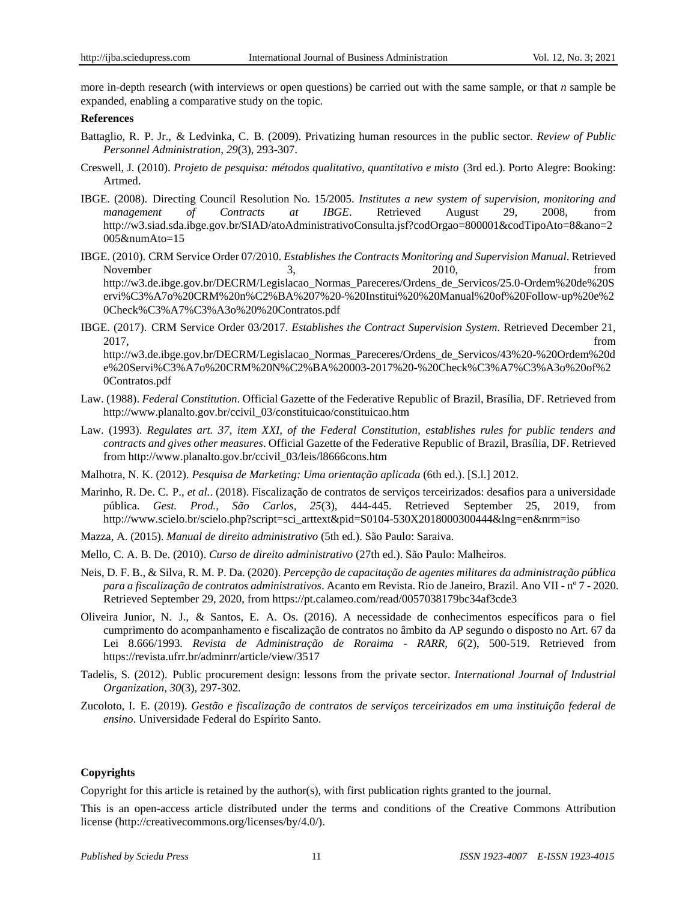more in-depth research (with interviews or open questions) be carried out with the same sample, or that *n* sample be expanded, enabling a comparative study on the topic.

**References**

Battaglio, R. P. Jr., & Ledvinka, C. B. (2009). Privatizing human resources in the public sector. *Review of Public Personnel Administration, 29*(3), 293-307.

Creswell, J. (2010). *Projeto de pesquisa: métodos qualitativo, quantitativo e misto* (3rd ed.). Porto Alegre: Booking: Artmed.

IBGE. (2008). Directing Council Resolution No. 15/2005. *Institutes a new system of supervision, monitoring and management of Contracts at IBGE*. Retrieved August 29, 2008, from http://w3.siad.sda.ibge.gov.br/SIAD/atoAdministrativoConsulta.jsf?codOrgao=800001&codTipoAto=8&ano=2005&numAto=15

IBGE. (2010). CRM Service Order 07/2010. *Establishes the Contracts Monitoring and Supervision Manual*. Retrieved November 3, 2010, from http://w3.de.ibge.gov.br/DECRM/Legislacao_Normas_Pareceres/Ordens_de_Servicos/25.0-Ordem%20de%20Servi%C3%A7o%20CRM%20n%C2%BA%207%20-%20Institui%20%20Manual%20of%20Follow-up%20e%20Check%C3%A7%C3%A3o%20%20Contratos.pdf

IBGE. (2017). CRM Service Order 03/2017. *Establishes the Contract Supervision System*. Retrieved December 21, 2017, from http://w3.de.ibge.gov.br/DECRM/Legislacao_Normas_Pareceres/Ordens_de_Servicos/43%20-%20Ordem%20de%20Servi%C3%A7o%20CRM%20N%C2%BA%20003-2017%20-%20Check%C3%A7%C3%A3o%20of%20Contratos.pdf

Law. (1988). *Federal Constitution*. Official Gazette of the Federative Republic of Brazil, Brasília, DF. Retrieved from http://www.planalto.gov.br/ccivil_03/constituicao/constituicao.htm

Law. (1993). *Regulates art. 37, item XXI, of the Federal Constitution, establishes rules for public tenders and contracts and gives other measures*. Official Gazette of the Federative Republic of Brazil, Brasília, DF. Retrieved from http://www.planalto.gov.br/ccivil_03/leis/l8666cons.htm

Malhotra, N. K. (2012). *Pesquisa de Marketing: Uma orientação aplicada* (6th ed.). [S.l.] 2012.

Marinho, R. De. C. P., *et al.*. (2018). Fiscalização de contratos de serviços terceirizados: desafios para a universidade pública. *Gest. Prod., São Carlos, 25*(3), 444-445. Retrieved September 25, 2019, from http://www.scielo.br/scielo.php?script=sci_arttext&pid=S0104-530X2018000300444&lng=en&nrm=iso

Mazza, A. (2015). *Manual de direito administrativo* (5th ed.). São Paulo: Saraiva.

Mello, C. A. B. De. (2010). *Curso de direito administrativo* (27th ed.). São Paulo: Malheiros.

Neis, D. F. B., & Silva, R. M. P. Da. (2020). *Percepção de capacitação de agentes militares da administração pública para a fiscalização de contratos administrativos*. Acanto em Revista. Rio de Janeiro, Brazil. Ano VII - nº 7 - 2020. Retrieved September 29, 2020, from https://pt.calameo.com/read/0057038179bc34af3cde3

Oliveira Junior, N. J., & Santos, E. A. Os. (2016). A necessidade de conhecimentos específicos para o fiel cumprimento do acompanhamento e fiscalização de contratos no âmbito da AP segundo o disposto no Art. 67 da Lei 8.666/1993. *Revista de Administração de Roraima - RARR, 6*(2), 500-519. Retrieved from https://revista.ufrr.br/adminrr/article/view/3517

Tadelis, S. (2012). Public procurement design: lessons from the private sector. *International Journal of Industrial Organization, 30*(3), 297-302.

Zucoloto, I. E. (2019). *Gestão e fiscalização de contratos de serviços terceirizados em uma instituição federal de ensino*. Universidade Federal do Espírito Santo.

**Copyrights**

Copyright for this article is retained by the author(s), with first publication rights granted to the journal.

This is an open-access article distributed under the terms and conditions of the Creative Commons Attribution license (http://creativecommons.org/licenses/by/4.0/).